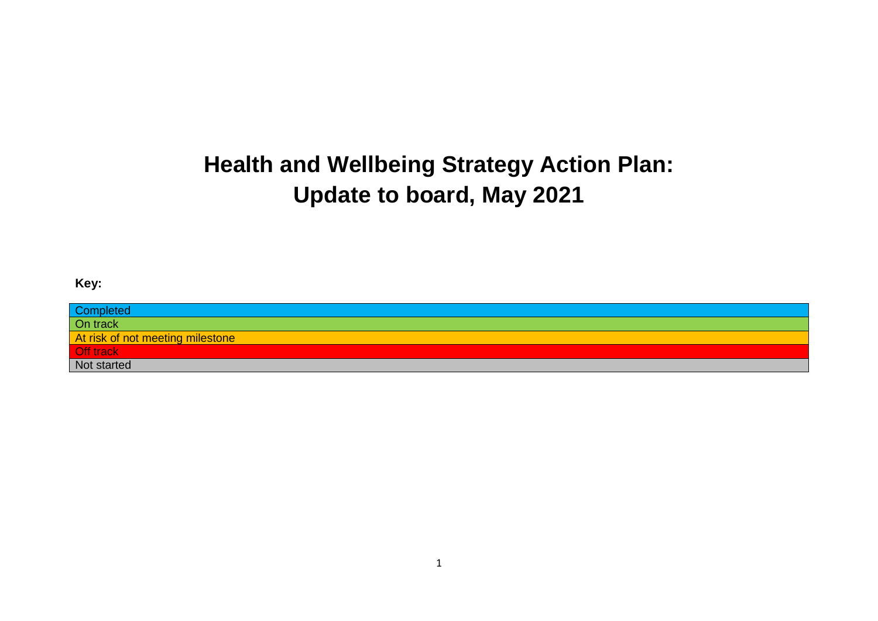# Health and Wellbeing Strategy Action Plan: Update to board, May 2021

**Key:**

| Key |
|---|
| Completed |
| On track |
| At risk of not meeting milestone |
| Off track |
| Not started |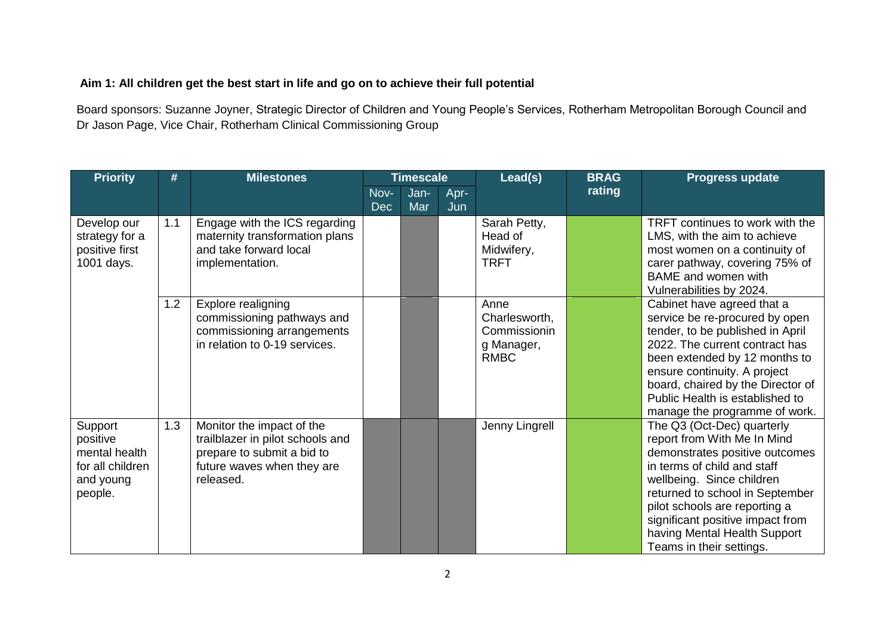**Aim 1: All children get the best start in life and go on to achieve their full potential**

Board sponsors: Suzanne Joyner, Strategic Director of Children and Young People's Services, Rotherham Metropolitan Borough Council and Dr Jason Page, Vice Chair, Rotherham Clinical Commissioning Group

| Priority | # | Milestones | Timescale | | | Lead(s) | BRAG rating | Progress update |
|---|---|---|---|---|---|---|---|---|
| | | | Nov-Dec | Jan-Mar | Apr-Jun | | | |
| Develop our strategy for a positive first 1001 days. | 1.1 | Engage with the ICS regarding maternity transformation plans and take forward local implementation. | | | | Sarah Petty, Head of Midwifery, TRFT | | TRFT continues to work with the LMS, with the aim to achieve most women on a continuity of carer pathway, covering 75% of BAME and women with Vulnerabilities by 2024. |
| | 1.2 | Explore realigning commissioning pathways and commissioning arrangements in relation to 0-19 services. | | | | Anne Charlesworth, Commissioning Manager, RMBC | | Cabinet have agreed that a service be re-procured by open tender, to be published in April 2022. The current contract has been extended by 12 months to ensure continuity. A project board, chaired by the Director of Public Health is established to manage the programme of work. |
| Support positive mental health for all children and young people. | 1.3 | Monitor the impact of the trailblazer in pilot schools and prepare to submit a bid to future waves when they are released. | | | | Jenny Lingrell | | The Q3 (Oct-Dec) quarterly report from With Me In Mind demonstrates positive outcomes in terms of child and staff wellbeing. Since children returned to school in September pilot schools are reporting a significant positive impact from having Mental Health Support Teams in their settings. |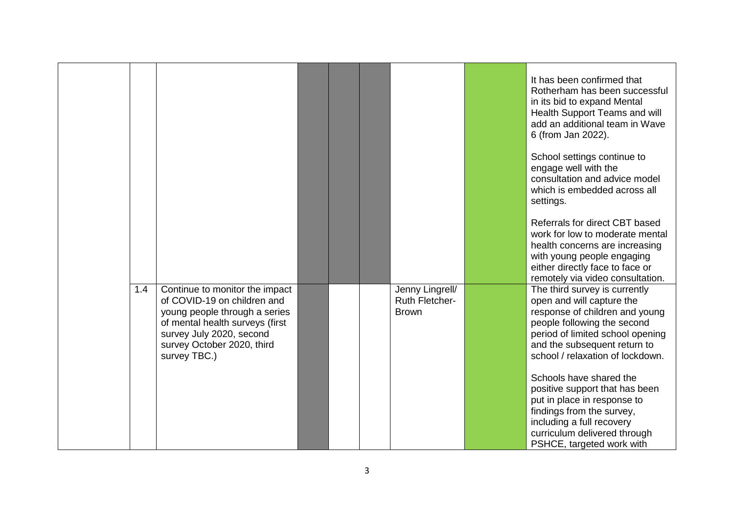| | | | | | | | | |
|---|---|---|---|---|---|---|---|---|
| | | | | | | | | It has been confirmed that Rotherham has been successful in its bid to expand Mental Health Support Teams and will add an additional team in Wave 6 (from Jan 2022).<br><br>School settings continue to engage well with the consultation and advice model which is embedded across all settings.<br><br>Referrals for direct CBT based work for low to moderate mental health concerns are increasing with young people engaging either directly face to face or remotely via video consultation. |
| | 1.4 | Continue to monitor the impact of COVID-19 on children and young people through a series of mental health surveys (first survey July 2020, second survey October 2020, third survey TBC.) | | | | Jenny Lingrell/ Ruth Fletcher-Brown | | The third survey is currently open and will capture the response of children and young people following the second period of limited school opening and the subsequent return to school / relaxation of lockdown.<br><br>Schools have shared the positive support that has been put in place in response to findings from the survey, including a full recovery curriculum delivered through PSHCE, targeted work with |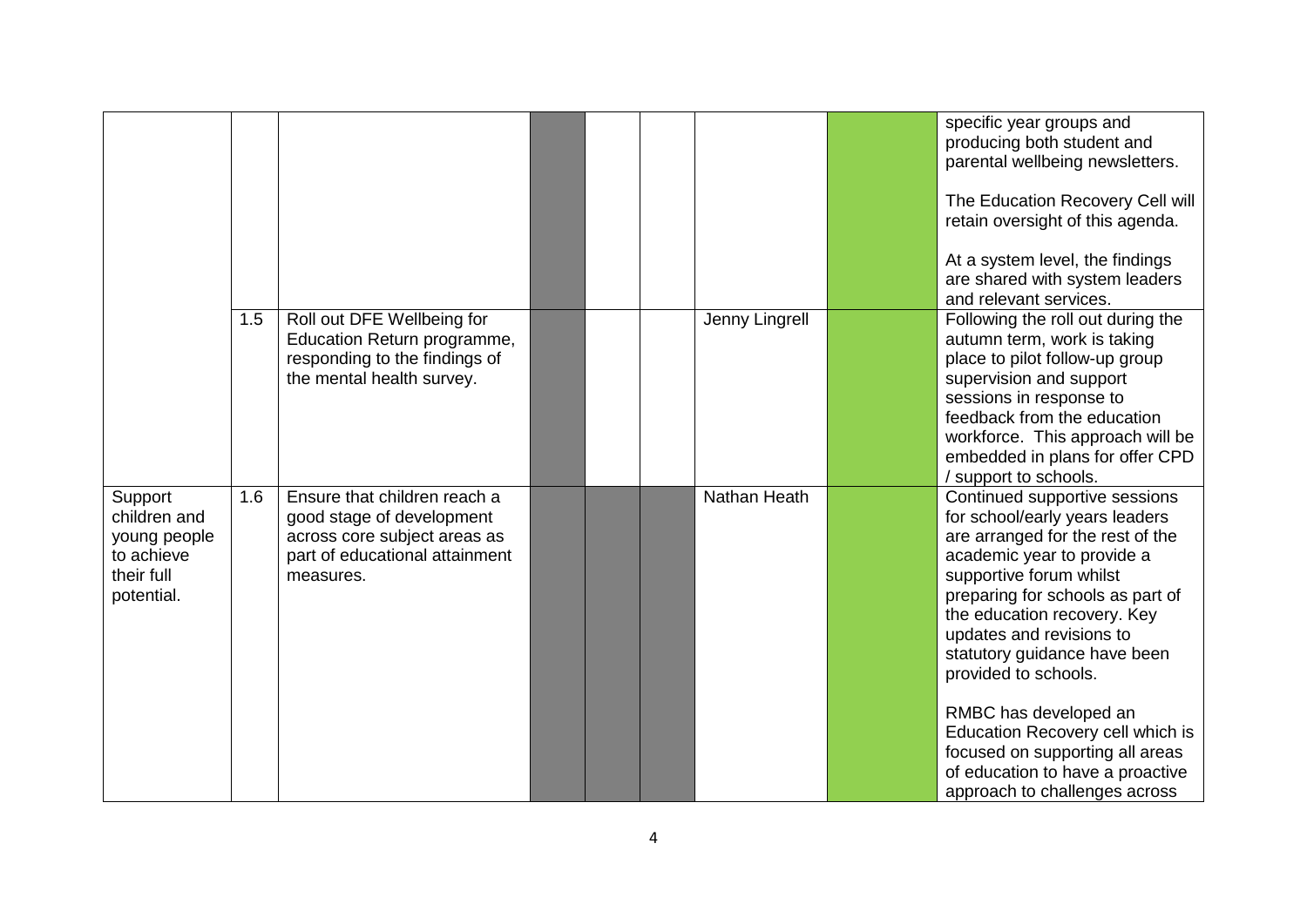| | | | | | | | | |
|---|---|---|---|---|---|---|---|---|
| | | | | | | | | specific year groups and producing both student and parental wellbeing newsletters.<br><br>The Education Recovery Cell will retain oversight of this agenda.<br><br>At a system level, the findings are shared with system leaders and relevant services. |
| | 1.5 | Roll out DFE Wellbeing for Education Return programme, responding to the findings of the mental health survey. | | | | Jenny Lingrell | | Following the roll out during the autumn term, work is taking place to pilot follow-up group supervision and support sessions in response to feedback from the education workforce. This approach will be embedded in plans for offer CPD / support to schools. |
| Support children and young people to achieve their full potential. | 1.6 | Ensure that children reach a good stage of development across core subject areas as part of educational attainment measures. | | | | Nathan Heath | | Continued supportive sessions for school/early years leaders are arranged for the rest of the academic year to provide a supportive forum whilst preparing for schools as part of the education recovery. Key updates and revisions to statutory guidance have been provided to schools.<br><br>RMBC has developed an Education Recovery cell which is focused on supporting all areas of education to have a proactive approach to challenges across |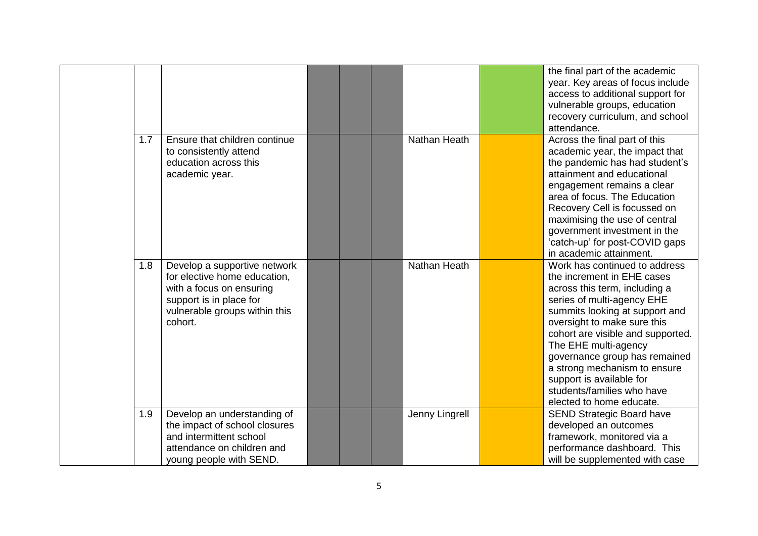| | | | | | | | | |
|---|---|---|---|---|---|---|---|---|
| | | | | | | | | the final part of the academic year. Key areas of focus include access to additional support for vulnerable groups, education recovery curriculum, and school attendance. |
| | 1.7 | Ensure that children continue to consistently attend education across this academic year. | | | | Nathan Heath | | Across the final part of this academic year, the impact that the pandemic has had student's attainment and educational engagement remains a clear area of focus. The Education Recovery Cell is focussed on maximising the use of central government investment in the 'catch-up' for post-COVID gaps in academic attainment. |
| | 1.8 | Develop a supportive network for elective home education, with a focus on ensuring support is in place for vulnerable groups within this cohort. | | | | Nathan Heath | | Work has continued to address the increment in EHE cases across this term, including a series of multi-agency EHE summits looking at support and oversight to make sure this cohort are visible and supported. The EHE multi-agency governance group has remained a strong mechanism to ensure support is available for students/families who have elected to home educate. |
| | 1.9 | Develop an understanding of the impact of school closures and intermittent school attendance on children and young people with SEND. | | | | Jenny Lingrell | | SEND Strategic Board have developed an outcomes framework, monitored via a performance dashboard. This will be supplemented with case |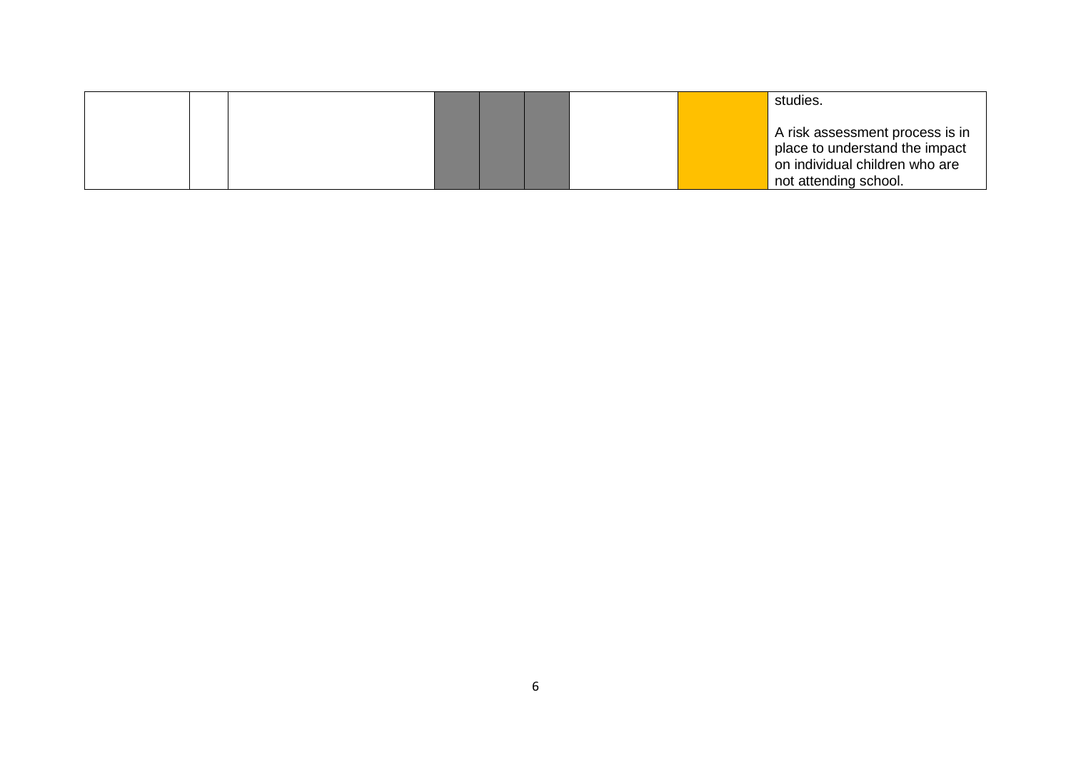|  |  |  |  |  |  |  |  | studies.<br><br>A risk assessment process is in place to understand the impact on individual children who are not attending school. |
|---|---|---|---|---|---|---|---|---|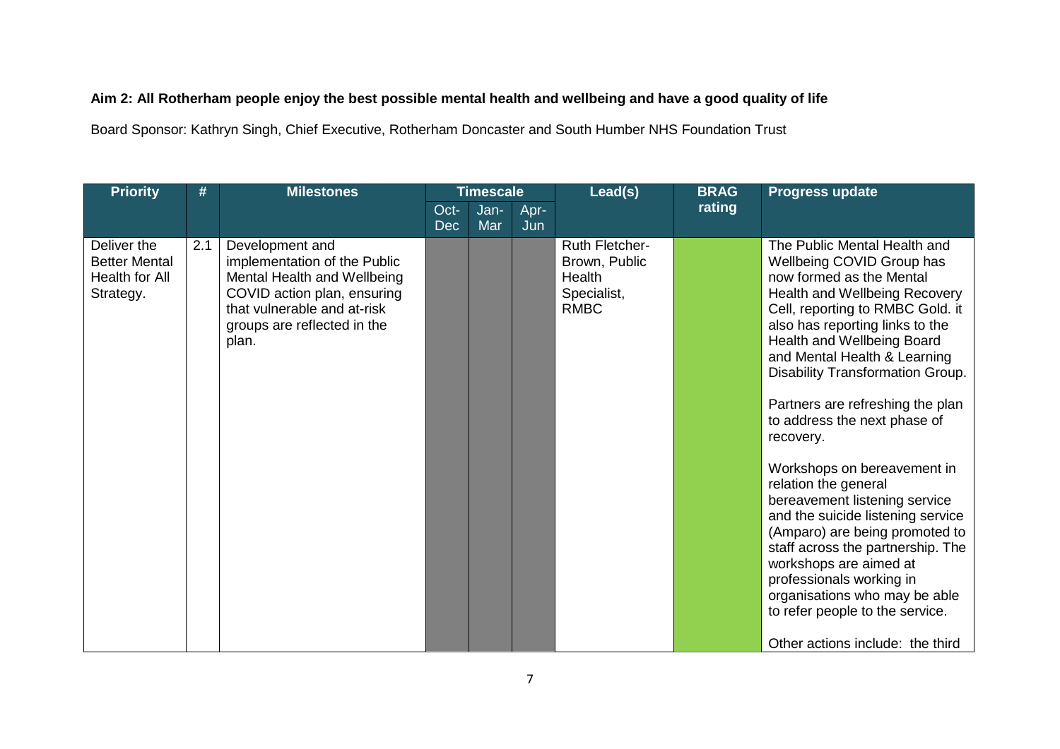**Aim 2: All Rotherham people enjoy the best possible mental health and wellbeing and have a good quality of life**

Board Sponsor: Kathryn Singh, Chief Executive, Rotherham Doncaster and South Humber NHS Foundation Trust

| Priority | # | Milestones | Timescale | | | Lead(s) | BRAG rating | Progress update |
|---|---|---|---|---|---|---|---|---|
| | | | Oct-Dec | Jan-Mar | Apr-Jun | | | |
| Deliver the Better Mental Health for All Strategy. | 2.1 | Development and implementation of the Public Mental Health and Wellbeing COVID action plan, ensuring that vulnerable and at-risk groups are reflected in the plan. | | | | Ruth Fletcher-Brown, Public Health Specialist, RMBC | | The Public Mental Health and Wellbeing COVID Group has now formed as the Mental Health and Wellbeing Recovery Cell, reporting to RMBC Gold. it also has reporting links to the Health and Wellbeing Board and Mental Health & Learning Disability Transformation Group.<br><br>Partners are refreshing the plan to address the next phase of recovery.<br><br>Workshops on bereavement in relation the general bereavement listening service and the suicide listening service (Amparo) are being promoted to staff across the partnership. The workshops are aimed at professionals working in organisations who may be able to refer people to the service.<br><br>Other actions include: the third |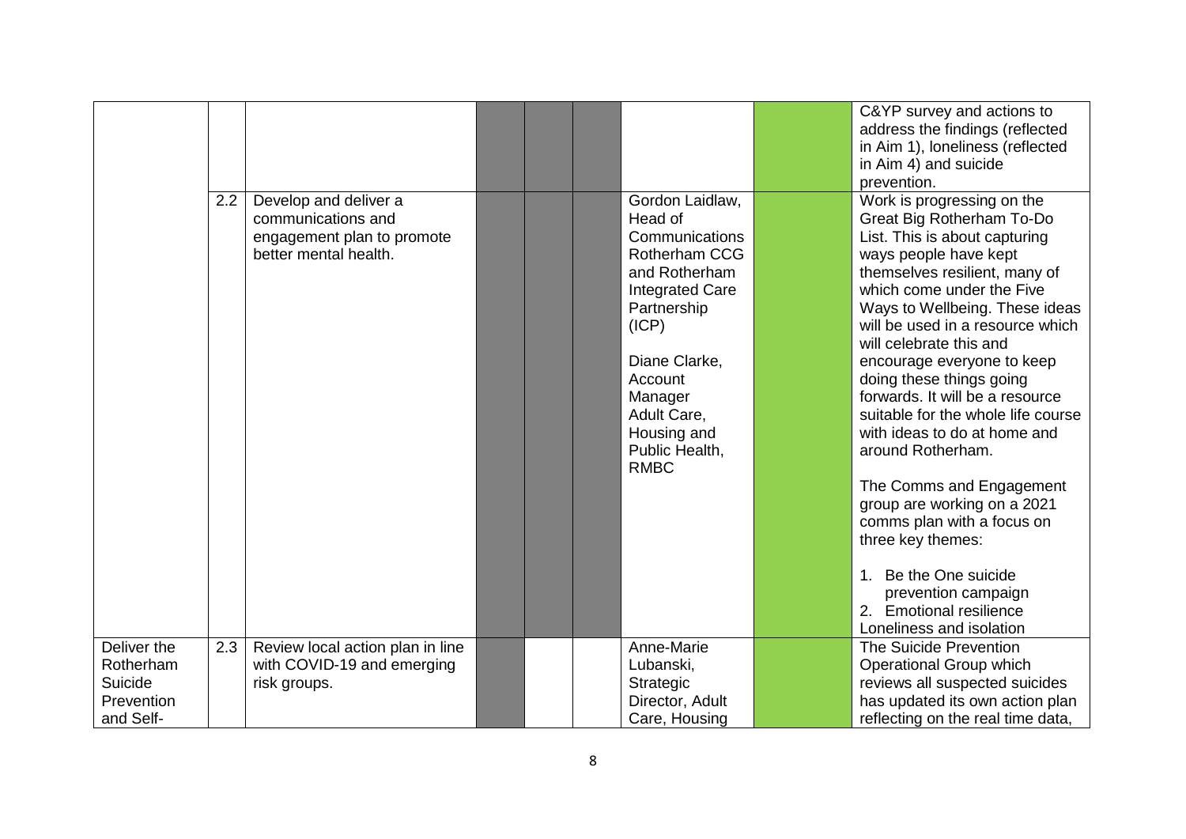| | | | | | | | | |
|---|---|---|---|---|---|---|---|---|
| | | | | | | | | C&YP survey and actions to address the findings (reflected in Aim 1), loneliness (reflected in Aim 4) and suicide prevention. |
| | 2.2 | Develop and deliver a communications and engagement plan to promote better mental health. | | | | Gordon Laidlaw, Head of Communications Rotherham CCG and Rotherham Integrated Care Partnership (ICP)<br><br>Diane Clarke, Account Manager Adult Care, Housing and Public Health, RMBC | | Work is progressing on the Great Big Rotherham To-Do List. This is about capturing ways people have kept themselves resilient, many of which come under the Five Ways to Wellbeing. These ideas will be used in a resource which will celebrate this and encourage everyone to keep doing these things going forwards. It will be a resource suitable for the whole life course with ideas to do at home and around Rotherham.<br><br>The Comms and Engagement group are working on a 2021 comms plan with a focus on three key themes:<br><br>1. Be the One suicide prevention campaign<br>2. Emotional resilience<br>Loneliness and isolation |
| Deliver the Rotherham Suicide Prevention and Self- | 2.3 | Review local action plan in line with COVID-19 and emerging risk groups. | | | | Anne-Marie Lubanski, Strategic Director, Adult Care, Housing | | The Suicide Prevention Operational Group which reviews all suspected suicides has updated its own action plan reflecting on the real time data, |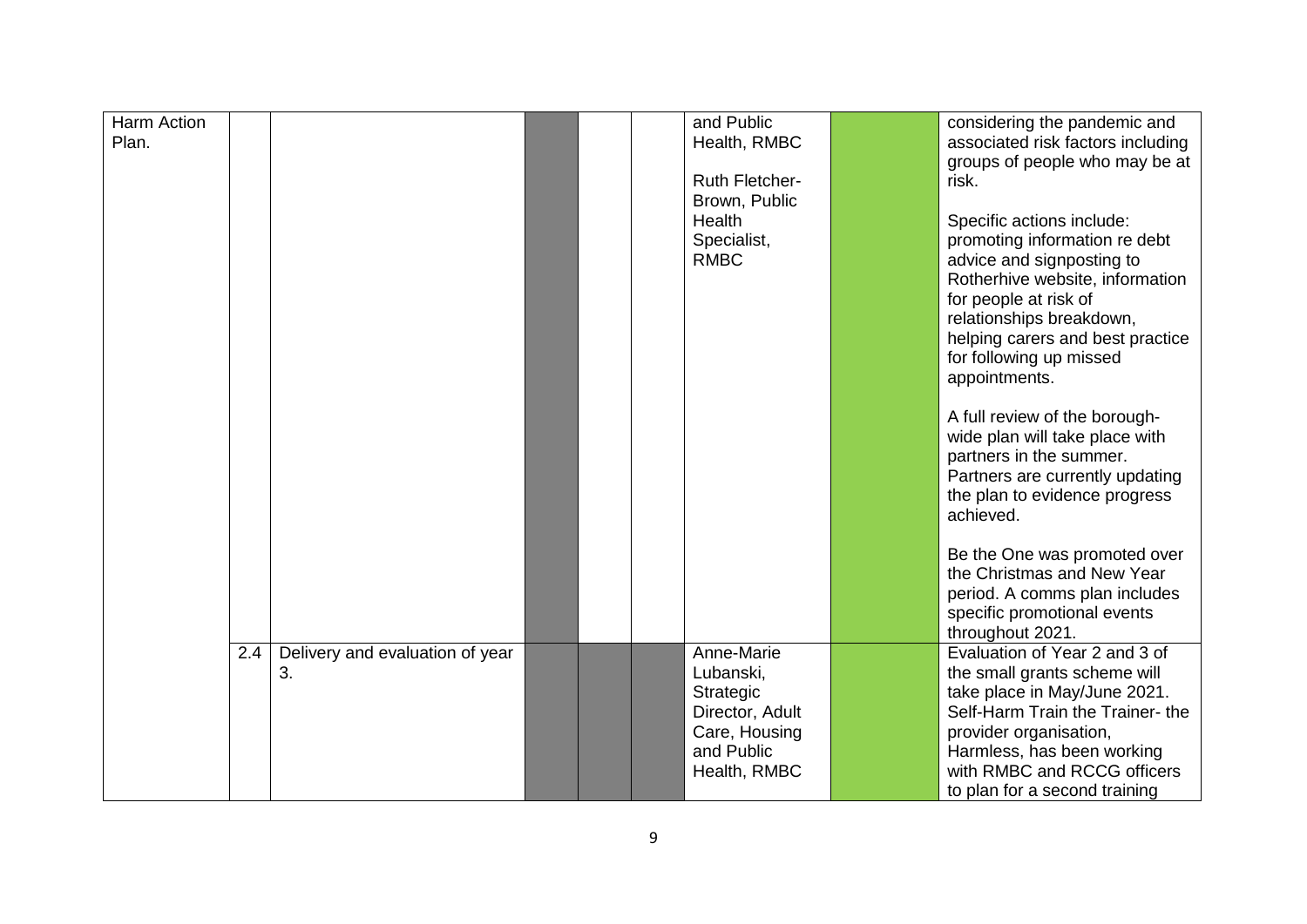| | | | | | | | | |
|---|---|---|---|---|---|---|---|---|
| Harm Action Plan. | | | | | | and Public Health, RMBC<br><br>Ruth Fletcher-Brown, Public Health Specialist, RMBC | | considering the pandemic and associated risk factors including groups of people who may be at risk.<br><br>Specific actions include: promoting information re debt advice and signposting to Rotherhive website, information for people at risk of relationships breakdown, helping carers and best practice for following up missed appointments.<br><br>A full review of the borough-wide plan will take place with partners in the summer. Partners are currently updating the plan to evidence progress achieved.<br><br>Be the One was promoted over the Christmas and New Year period. A comms plan includes specific promotional events throughout 2021. |
| | 2.4 | Delivery and evaluation of year 3. | | | | Anne-Marie Lubanski, Strategic Director, Adult Care, Housing and Public Health, RMBC | | Evaluation of Year 2 and 3 of the small grants scheme will take place in May/June 2021. Self-Harm Train the Trainer- the provider organisation, Harmless, has been working with RMBC and RCCG officers to plan for a second training |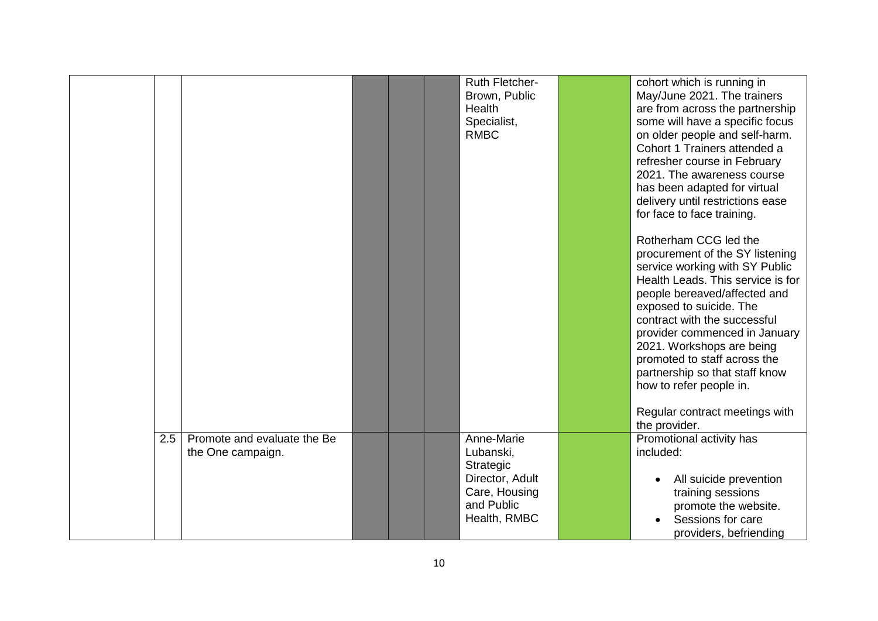| | | | | | | | | |
|---|---|---|---|---|---|---|---|---|
| | | | | | | Ruth Fletcher-Brown, Public Health Specialist, RMBC | | cohort which is running in May/June 2021. The trainers are from across the partnership some will have a specific focus on older people and self-harm. Cohort 1 Trainers attended a refresher course in February 2021. The awareness course has been adapted for virtual delivery until restrictions ease for face to face training.<br><br>Rotherham CCG led the procurement of the SY listening service working with SY Public Health Leads. This service is for people bereaved/affected and exposed to suicide. The contract with the successful provider commenced in January 2021. Workshops are being promoted to staff across the partnership so that staff know how to refer people in.<br><br>Regular contract meetings with the provider. |
| | 2.5 | Promote and evaluate the Be the One campaign. | | | | Anne-Marie Lubanski, Strategic Director, Adult Care, Housing and Public Health, RMBC | | Promotional activity has included:<br><br>• All suicide prevention training sessions promote the website.<br>• Sessions for care providers, befriending |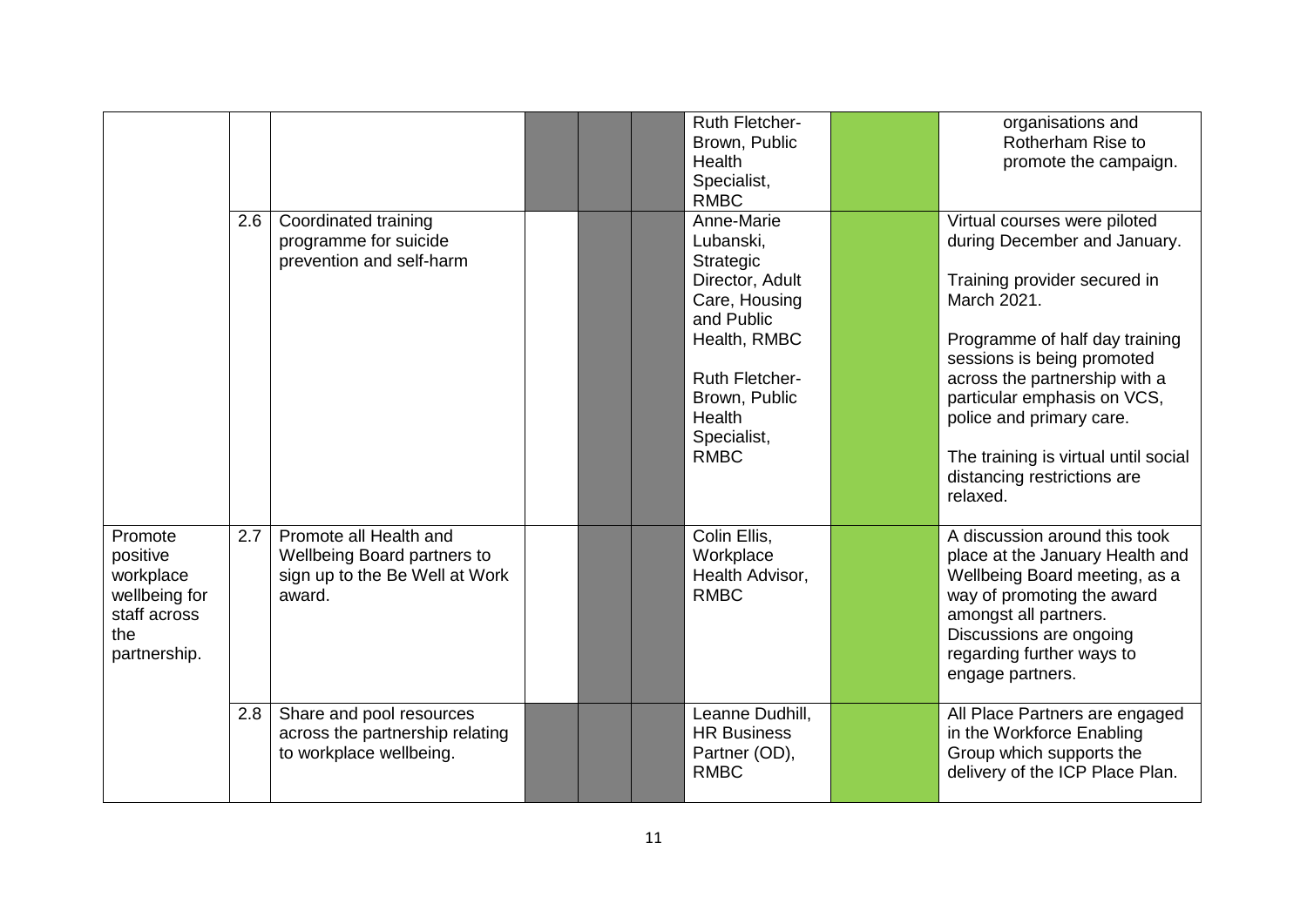| | | | | | | | | |
|---|---|---|---|---|---|---|---|---|
| | | | | | | Ruth Fletcher-Brown, Public Health Specialist, RMBC | | organisations and Rotherham Rise to promote the campaign. |
| | 2.6 | Coordinated training programme for suicide prevention and self-harm | | | | Anne-Marie Lubanski, Strategic Director, Adult Care, Housing and Public Health, RMBC<br><br>Ruth Fletcher-Brown, Public Health Specialist, RMBC | | Virtual courses were piloted during December and January.<br><br>Training provider secured in March 2021.<br><br>Programme of half day training sessions is being promoted across the partnership with a particular emphasis on VCS, police and primary care.<br><br>The training is virtual until social distancing restrictions are relaxed. |
| Promote positive workplace wellbeing for staff across the partnership. | 2.7 | Promote all Health and Wellbeing Board partners to sign up to the Be Well at Work award. | | | | Colin Ellis, Workplace Health Advisor, RMBC | | A discussion around this took place at the January Health and Wellbeing Board meeting, as a way of promoting the award amongst all partners. Discussions are ongoing regarding further ways to engage partners. |
| | 2.8 | Share and pool resources across the partnership relating to workplace wellbeing. | | | | Leanne Dudhill, HR Business Partner (OD), RMBC | | All Place Partners are engaged in the Workforce Enabling Group which supports the delivery of the ICP Place Plan. |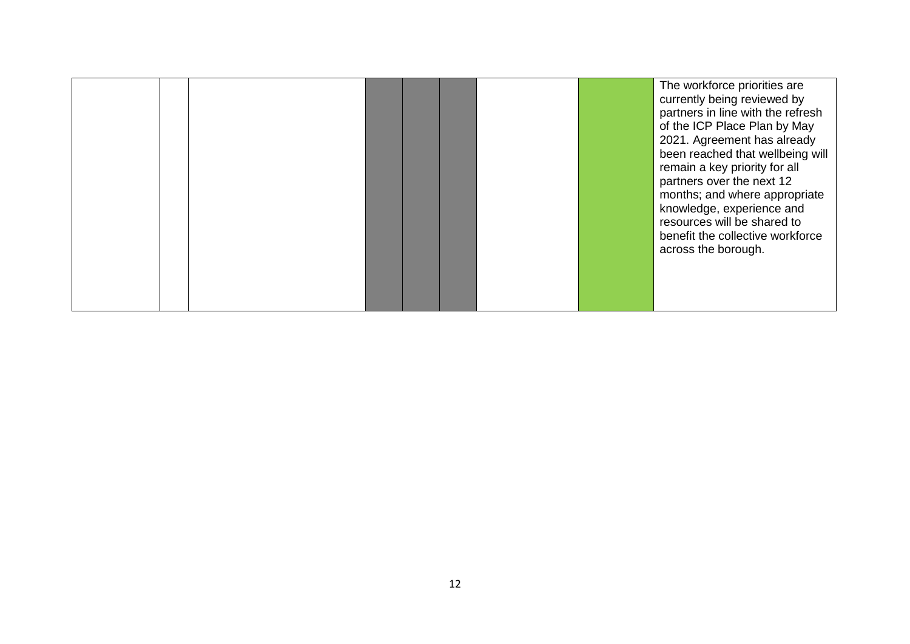| | | | | | | | | |
|---|---|---|---|---|---|---|---|---|
| | | | | | | | | The workforce priorities are currently being reviewed by partners in line with the refresh of the ICP Place Plan by May 2021. Agreement has already been reached that wellbeing will remain a key priority for all partners over the next 12 months; and where appropriate knowledge, experience and resources will be shared to benefit the collective workforce across the borough. |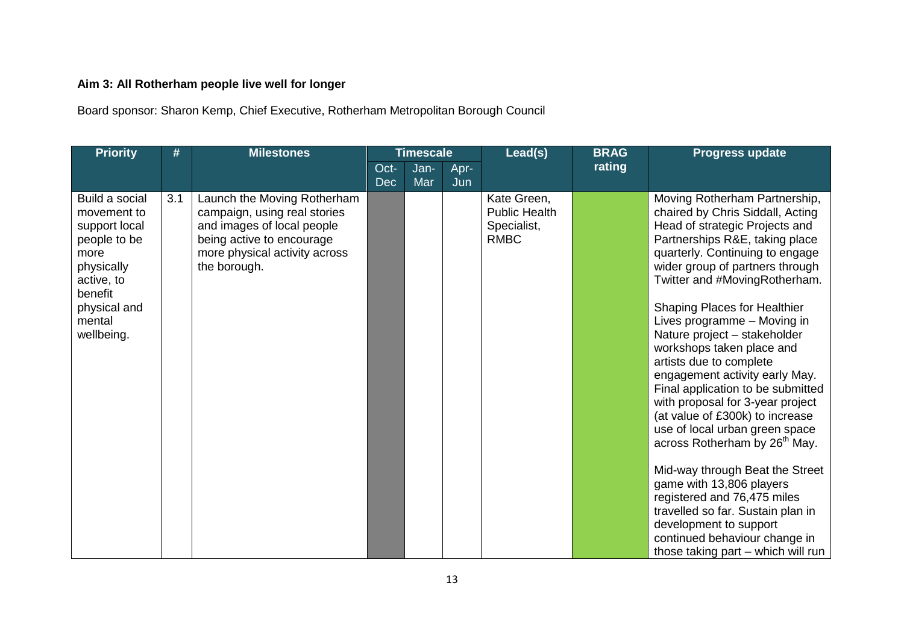**Aim 3: All Rotherham people live well for longer**

Board sponsor: Sharon Kemp, Chief Executive, Rotherham Metropolitan Borough Council

| Priority | # | Milestones | Timescale | | | Lead(s) | BRAG rating | Progress update |
|---|---|---|---|---|---|---|---|---|
| | | | Oct-Dec | Jan-Mar | Apr-Jun | | | |
| Build a social movement to support local people to be more physically active, to benefit physical and mental wellbeing. | 3.1 | Launch the Moving Rotherham campaign, using real stories and images of local people being active to encourage more physical activity across the borough. | | | | Kate Green, Public Health Specialist, RMBC | | Moving Rotherham Partnership, chaired by Chris Siddall, Acting Head of strategic Projects and Partnerships R&E, taking place quarterly. Continuing to engage wider group of partners through Twitter and #MovingRotherham.<br><br>Shaping Places for Healthier Lives programme – Moving in Nature project – stakeholder workshops taken place and artists due to complete engagement activity early May. Final application to be submitted with proposal for 3-year project (at value of £300k) to increase use of local urban green space across Rotherham by 26th May.<br><br>Mid-way through Beat the Street game with 13,806 players registered and 76,475 miles travelled so far. Sustain plan in development to support continued behaviour change in those taking part – which will run |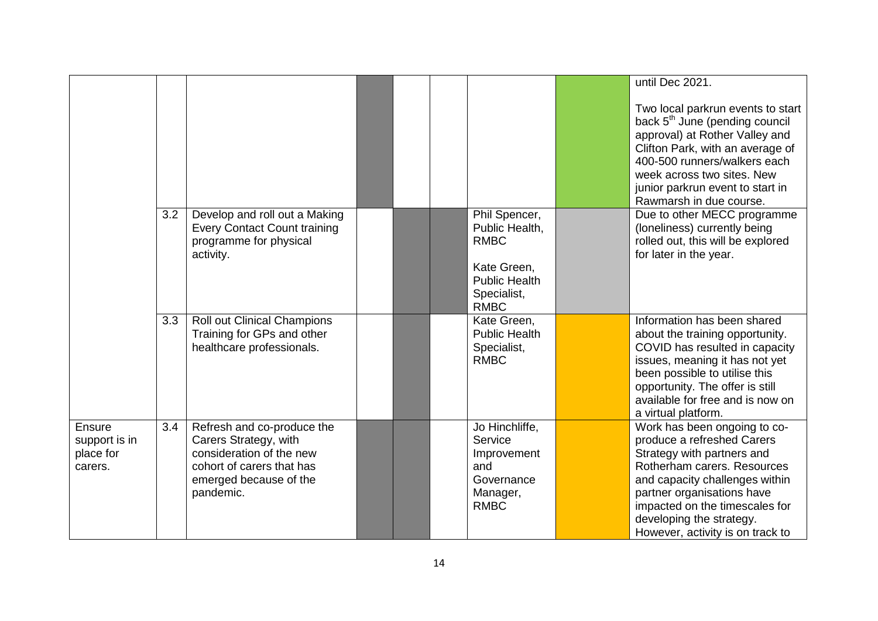|  |  |  |  |  |  |  |  | until Dec 2021.<br><br>Two local parkrun events to start back 5th June (pending council approval) at Rother Valley and Clifton Park, with an average of 400-500 runners/walkers each week across two sites. New junior parkrun event to start in Rawmarsh in due course. |
|---|---|---|---|---|---|---|---|---|
|  | 3.2 | Develop and roll out a Making Every Contact Count training programme for physical activity. |  |  |  | Phil Spencer, Public Health, RMBC<br><br>Kate Green, Public Health Specialist, RMBC |  | Due to other MECC programme (loneliness) currently being rolled out, this will be explored for later in the year. |
|  | 3.3 | Roll out Clinical Champions Training for GPs and other healthcare professionals. |  |  |  | Kate Green, Public Health Specialist, RMBC |  | Information has been shared about the training opportunity. COVID has resulted in capacity issues, meaning it has not yet been possible to utilise this opportunity. The offer is still available for free and is now on a virtual platform. |
| Ensure support is in place for carers. | 3.4 | Refresh and co-produce the Carers Strategy, with consideration of the new cohort of carers that has emerged because of the pandemic. |  |  |  | Jo Hinchliffe, Service Improvement and Governance Manager, RMBC |  | Work has been ongoing to co-produce a refreshed Carers Strategy with partners and Rotherham carers. Resources and capacity challenges within partner organisations have impacted on the timescales for developing the strategy. However, activity is on track to |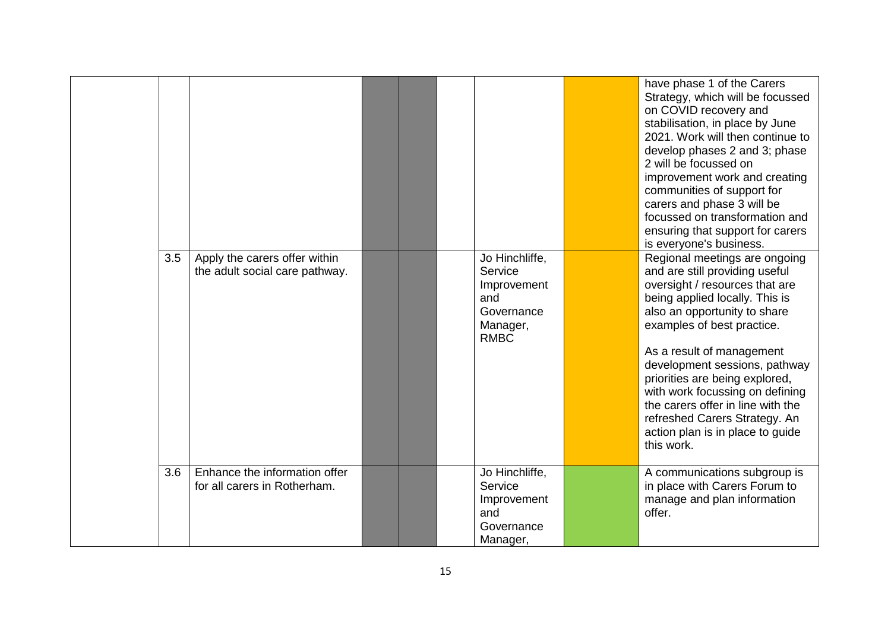| | | | | | | | | |
|---|---|---|---|---|---|---|---|---|
| | | | | | | | | have phase 1 of the Carers Strategy, which will be focussed on COVID recovery and stabilisation, in place by June 2021. Work will then continue to develop phases 2 and 3; phase 2 will be focussed on improvement work and creating communities of support for carers and phase 3 will be focussed on transformation and ensuring that support for carers is everyone's business. |
| | 3.5 | Apply the carers offer within the adult social care pathway. | | | | Jo Hinchliffe, Service Improvement and Governance Manager, RMBC | | Regional meetings are ongoing and are still providing useful oversight / resources that are being applied locally. This is also an opportunity to share examples of best practice.<br><br>As a result of management development sessions, pathway priorities are being explored, with work focussing on defining the carers offer in line with the refreshed Carers Strategy. An action plan is in place to guide this work. |
| | 3.6 | Enhance the information offer for all carers in Rotherham. | | | | Jo Hinchliffe, Service Improvement and Governance Manager, | | A communications subgroup is in place with Carers Forum to manage and plan information offer. |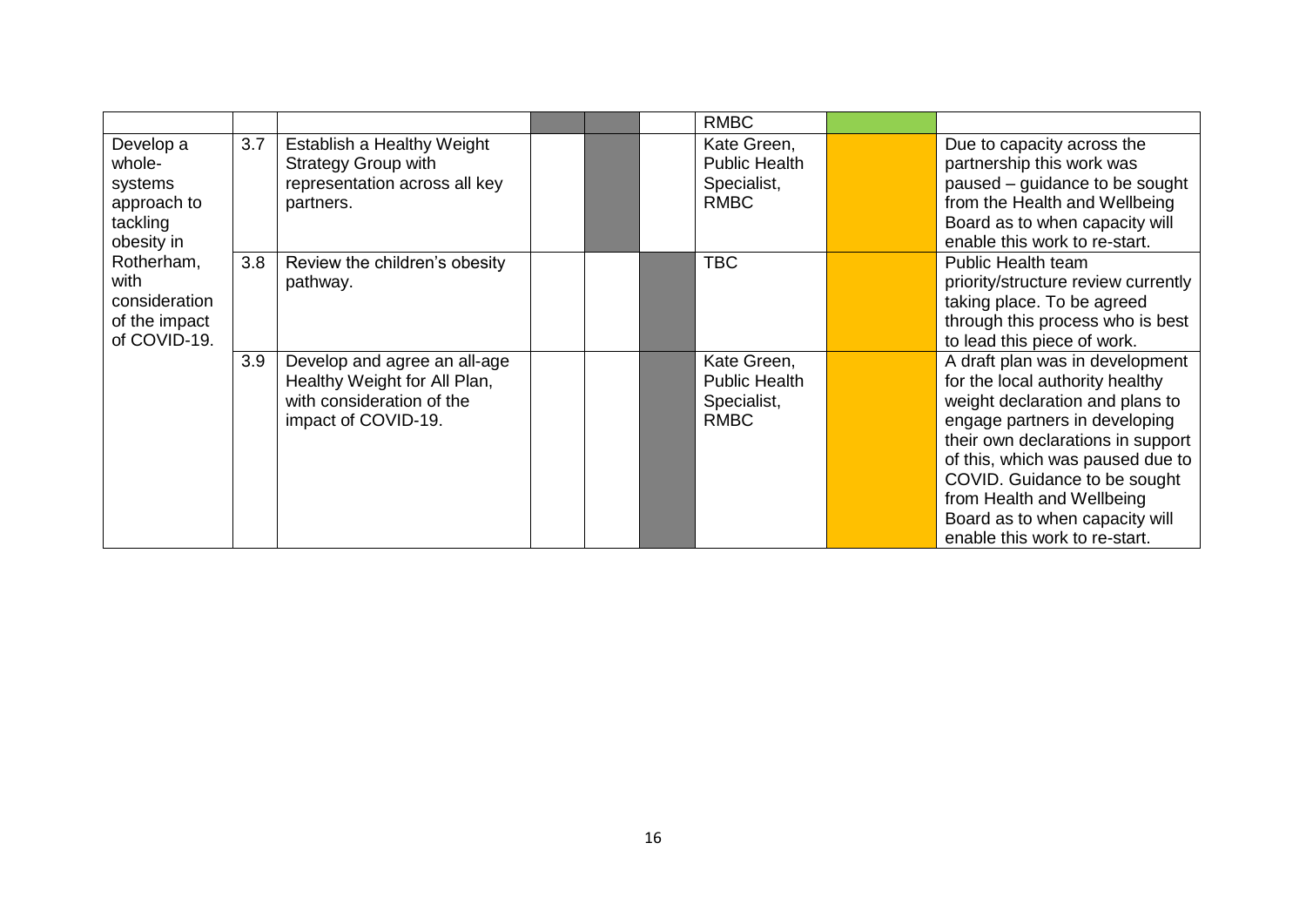|  |  |  |  |  |  | RMBC |  |  |
|---|---|---|---|---|---|---|---|---|
| Develop a whole-systems approach to tackling obesity in Rotherham, with consideration of the impact of COVID-19. | 3.7 | Establish a Healthy Weight Strategy Group with representation across all key partners. |  |  |  | Kate Green, Public Health Specialist, RMBC |  | Due to capacity across the partnership this work was paused – guidance to be sought from the Health and Wellbeing Board as to when capacity will enable this work to re-start. |
|  | 3.8 | Review the children's obesity pathway. |  |  |  | TBC |  | Public Health team priority/structure review currently taking place. To be agreed through this process who is best to lead this piece of work. |
|  | 3.9 | Develop and agree an all-age Healthy Weight for All Plan, with consideration of the impact of COVID-19. |  |  |  | Kate Green, Public Health Specialist, RMBC |  | A draft plan was in development for the local authority healthy weight declaration and plans to engage partners in developing their own declarations in support of this, which was paused due to COVID. Guidance to be sought from Health and Wellbeing Board as to when capacity will enable this work to re-start. |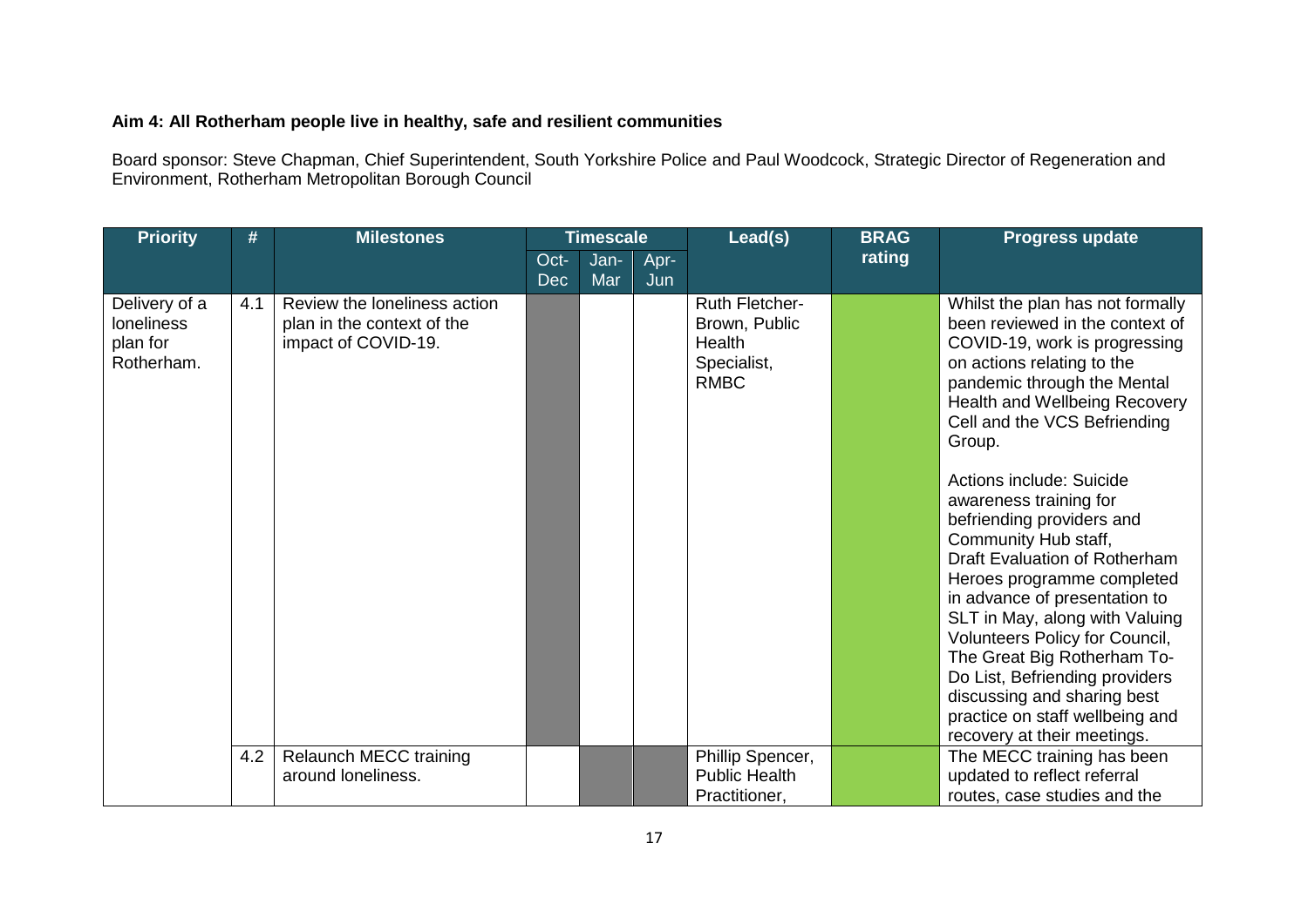**Aim 4: All Rotherham people live in healthy, safe and resilient communities**

Board sponsor: Steve Chapman, Chief Superintendent, South Yorkshire Police and Paul Woodcock, Strategic Director of Regeneration and Environment, Rotherham Metropolitan Borough Council

| Priority | # | Milestones | Timescale | | | Lead(s) | BRAG rating | Progress update |
|---|---|---|---|---|---|---|---|---|
| | | | Oct-Dec | Jan-Mar | Apr-Jun | | | |
| Delivery of a loneliness plan for Rotherham. | 4.1 | Review the loneliness action plan in the context of the impact of COVID-19. | ■ | | | Ruth Fletcher-Brown, Public Health Specialist, RMBC | Green | Whilst the plan has not formally been reviewed in the context of COVID-19, work is progressing on actions relating to the pandemic through the Mental Health and Wellbeing Recovery Cell and the VCS Befriending Group.<br><br>Actions include: Suicide awareness training for befriending providers and Community Hub staff, Draft Evaluation of Rotherham Heroes programme completed in advance of presentation to SLT in May, along with Valuing Volunteers Policy for Council, The Great Big Rotherham To-Do List, Befriending providers discussing and sharing best practice on staff wellbeing and recovery at their meetings. |
| | 4.2 | Relaunch MECC training around loneliness. | | ■ | ■ | Phillip Spencer, Public Health Practitioner, | Green | The MECC training has been updated to reflect referral routes, case studies and the |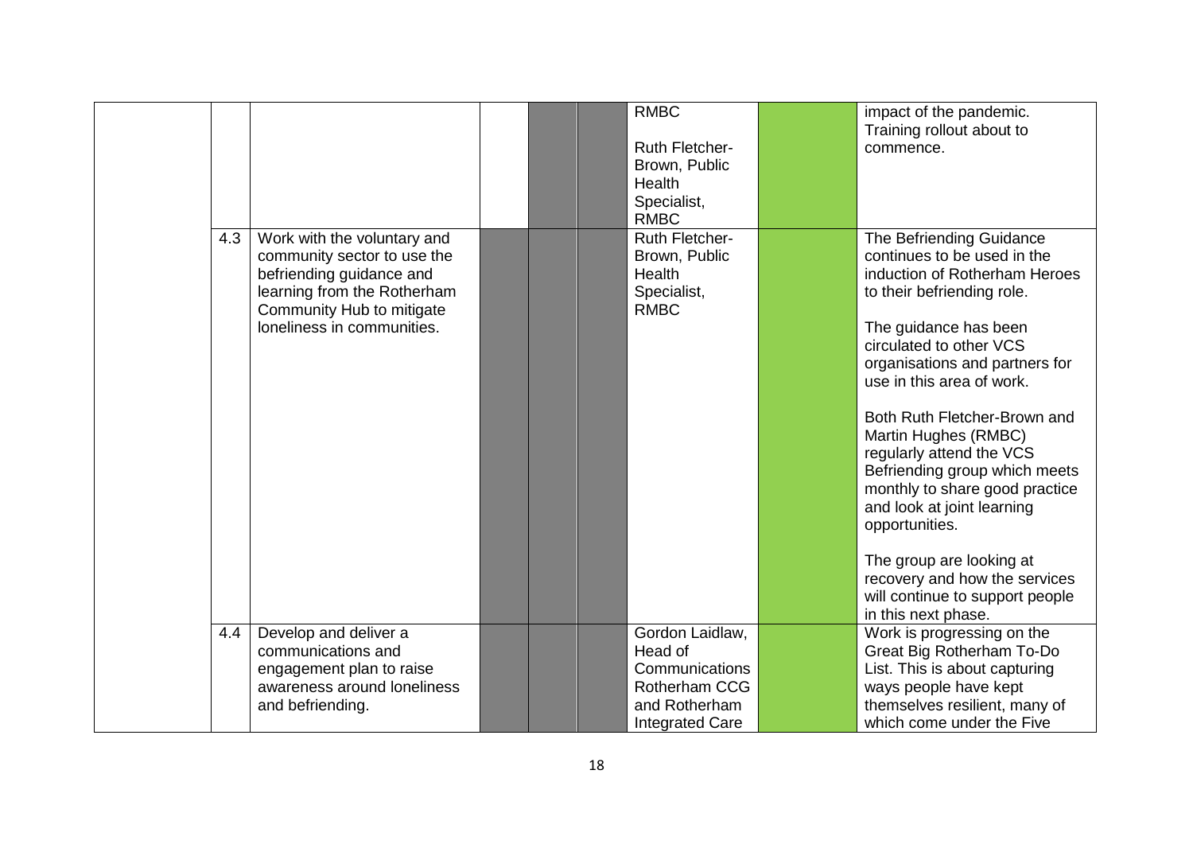| | | | | | | | | |
|---|---|---|---|---|---|---|---|---|
| | | | | | | RMBC<br><br>Ruth Fletcher-Brown, Public Health Specialist, RMBC | | impact of the pandemic. Training rollout about to commence. |
| | 4.3 | Work with the voluntary and community sector to use the befriending guidance and learning from the Rotherham Community Hub to mitigate loneliness in communities. | | | | Ruth Fletcher-Brown, Public Health Specialist, RMBC | | The Befriending Guidance continues to be used in the induction of Rotherham Heroes to their befriending role.<br><br>The guidance has been circulated to other VCS organisations and partners for use in this area of work.<br><br>Both Ruth Fletcher-Brown and Martin Hughes (RMBC) regularly attend the VCS Befriending group which meets monthly to share good practice and look at joint learning opportunities.<br><br>The group are looking at recovery and how the services will continue to support people in this next phase. |
| | 4.4 | Develop and deliver a communications and engagement plan to raise awareness around loneliness and befriending. | | | | Gordon Laidlaw, Head of Communications Rotherham CCG and Rotherham Integrated Care | | Work is progressing on the Great Big Rotherham To-Do List. This is about capturing ways people have kept themselves resilient, many of which come under the Five |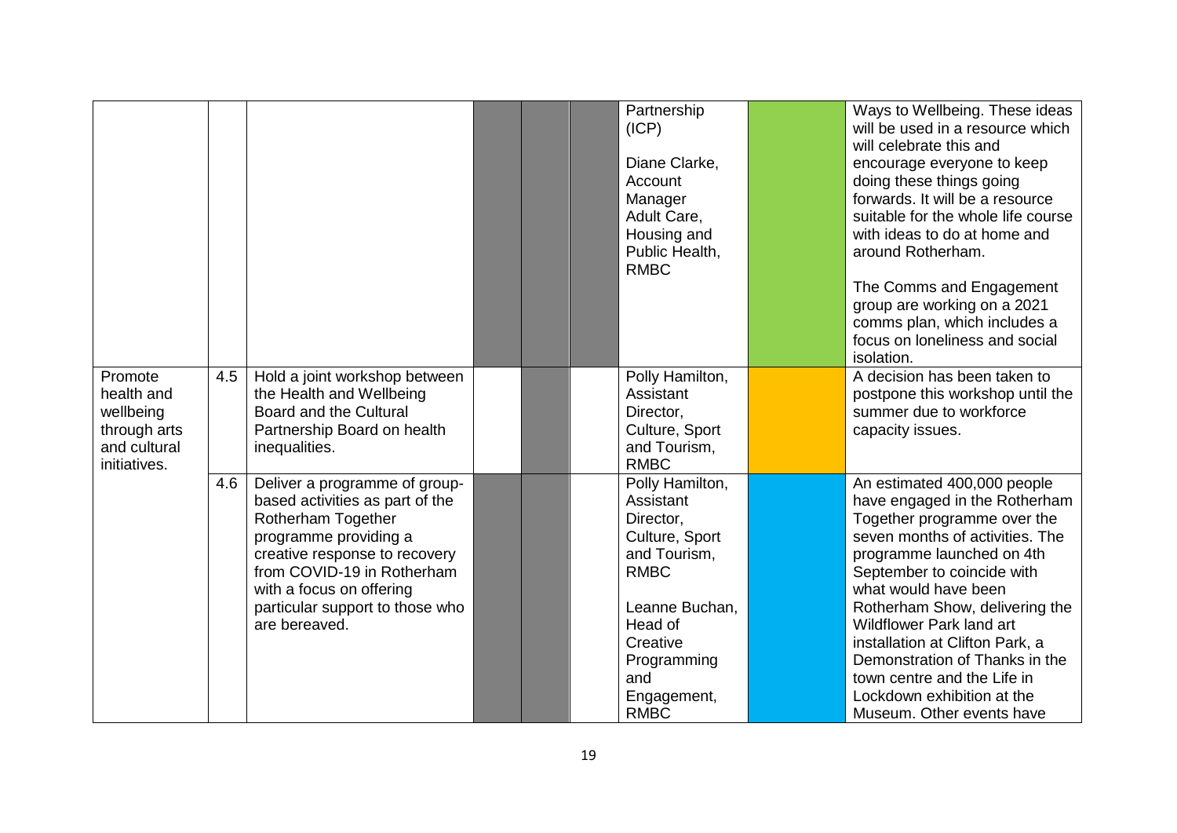| | | | | | | | | |
|---|---|---|---|---|---|---|---|---|
| | | | | | | Partnership (ICP)<br><br>Diane Clarke, Account Manager Adult Care, Housing and Public Health, RMBC | | Ways to Wellbeing. These ideas will be used in a resource which will celebrate this and encourage everyone to keep doing these things going forwards. It will be a resource suitable for the whole life course with ideas to do at home and around Rotherham.<br><br>The Comms and Engagement group are working on a 2021 comms plan, which includes a focus on loneliness and social isolation. |
| Promote health and wellbeing through arts and cultural initiatives. | 4.5 | Hold a joint workshop between the Health and Wellbeing Board and the Cultural Partnership Board on health inequalities. | | | | Polly Hamilton, Assistant Director, Culture, Sport and Tourism, RMBC | | A decision has been taken to postpone this workshop until the summer due to workforce capacity issues. |
| | 4.6 | Deliver a programme of group-based activities as part of the Rotherham Together programme providing a creative response to recovery from COVID-19 in Rotherham with a focus on offering particular support to those who are bereaved. | | | | Polly Hamilton, Assistant Director, Culture, Sport and Tourism, RMBC<br><br>Leanne Buchan, Head of Creative Programming and Engagement, RMBC | | An estimated 400,000 people have engaged in the Rotherham Together programme over the seven months of activities. The programme launched on 4th September to coincide with what would have been Rotherham Show, delivering the Wildflower Park land art installation at Clifton Park, a Demonstration of Thanks in the town centre and the Life in Lockdown exhibition at the Museum. Other events have |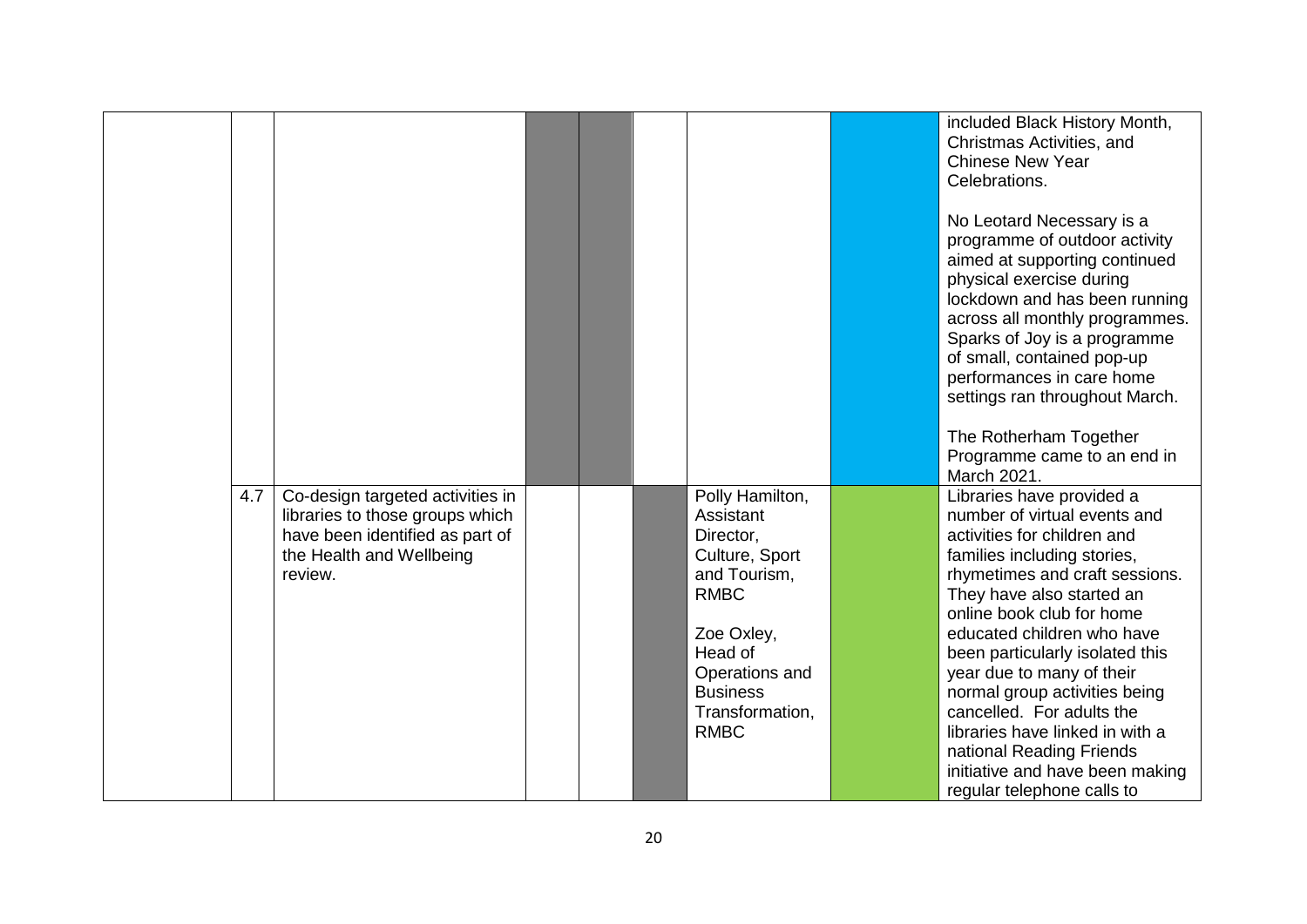| | | | | | | | | |
|---|---|---|---|---|---|---|---|---|
| | | | | | | | | included Black History Month, Christmas Activities, and Chinese New Year Celebrations.<br><br>No Leotard Necessary is a programme of outdoor activity aimed at supporting continued physical exercise during lockdown and has been running across all monthly programmes. Sparks of Joy is a programme of small, contained pop-up performances in care home settings ran throughout March.<br><br>The Rotherham Together Programme came to an end in March 2021. |
| | 4.7 | Co-design targeted activities in libraries to those groups which have been identified as part of the Health and Wellbeing review. | | | | Polly Hamilton, Assistant Director, Culture, Sport and Tourism, RMBC<br><br>Zoe Oxley, Head of Operations and Business Transformation, RMBC | | Libraries have provided a number of virtual events and activities for children and families including stories, rhymetimes and craft sessions. They have also started an online book club for home educated children who have been particularly isolated this year due to many of their normal group activities being cancelled. For adults the libraries have linked in with a national Reading Friends initiative and have been making regular telephone calls to |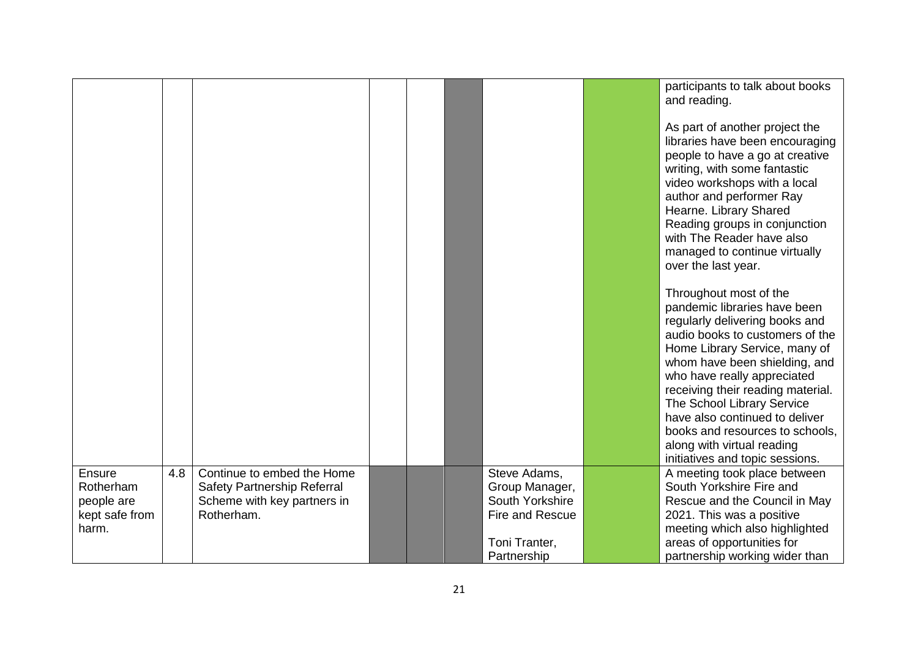| | | | | | | | | |
|---|---|---|---|---|---|---|---|---|
| | | | | | | | | participants to talk about books and reading.<br><br>As part of another project the libraries have been encouraging people to have a go at creative writing, with some fantastic video workshops with a local author and performer Ray Hearne. Library Shared Reading groups in conjunction with The Reader have also managed to continue virtually over the last year.<br><br>Throughout most of the pandemic libraries have been regularly delivering books and audio books to customers of the Home Library Service, many of whom have been shielding, and who have really appreciated receiving their reading material. The School Library Service have also continued to deliver books and resources to schools, along with virtual reading initiatives and topic sessions. |
| Ensure Rotherham people are kept safe from harm. | 4.8 | Continue to embed the Home Safety Partnership Referral Scheme with key partners in Rotherham. | | | | Steve Adams, Group Manager, South Yorkshire Fire and Rescue<br><br>Toni Tranter, Partnership | | A meeting took place between South Yorkshire Fire and Rescue and the Council in May 2021. This was a positive meeting which also highlighted areas of opportunities for partnership working wider than |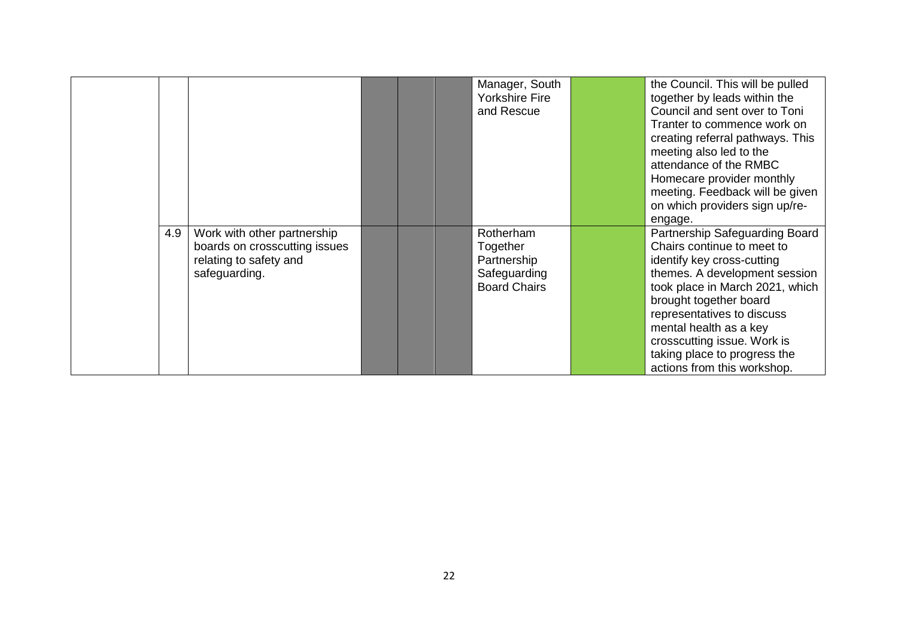| | | | | | | Manager, South Yorkshire Fire and Rescue | | the Council. This will be pulled together by leads within the Council and sent over to Toni Tranter to commence work on creating referral pathways. This meeting also led to the attendance of the RMBC Homecare provider monthly meeting. Feedback will be given on which providers sign up/re-engage. |
|---|---|---|---|---|---|---|---|---|
| | 4.9 | Work with other partnership boards on crosscutting issues relating to safety and safeguarding. | | | | Rotherham Together Partnership Safeguarding Board Chairs | | Partnership Safeguarding Board Chairs continue to meet to identify key cross-cutting themes. A development session took place in March 2021, which brought together board representatives to discuss mental health as a key crosscutting issue. Work is taking place to progress the actions from this workshop. |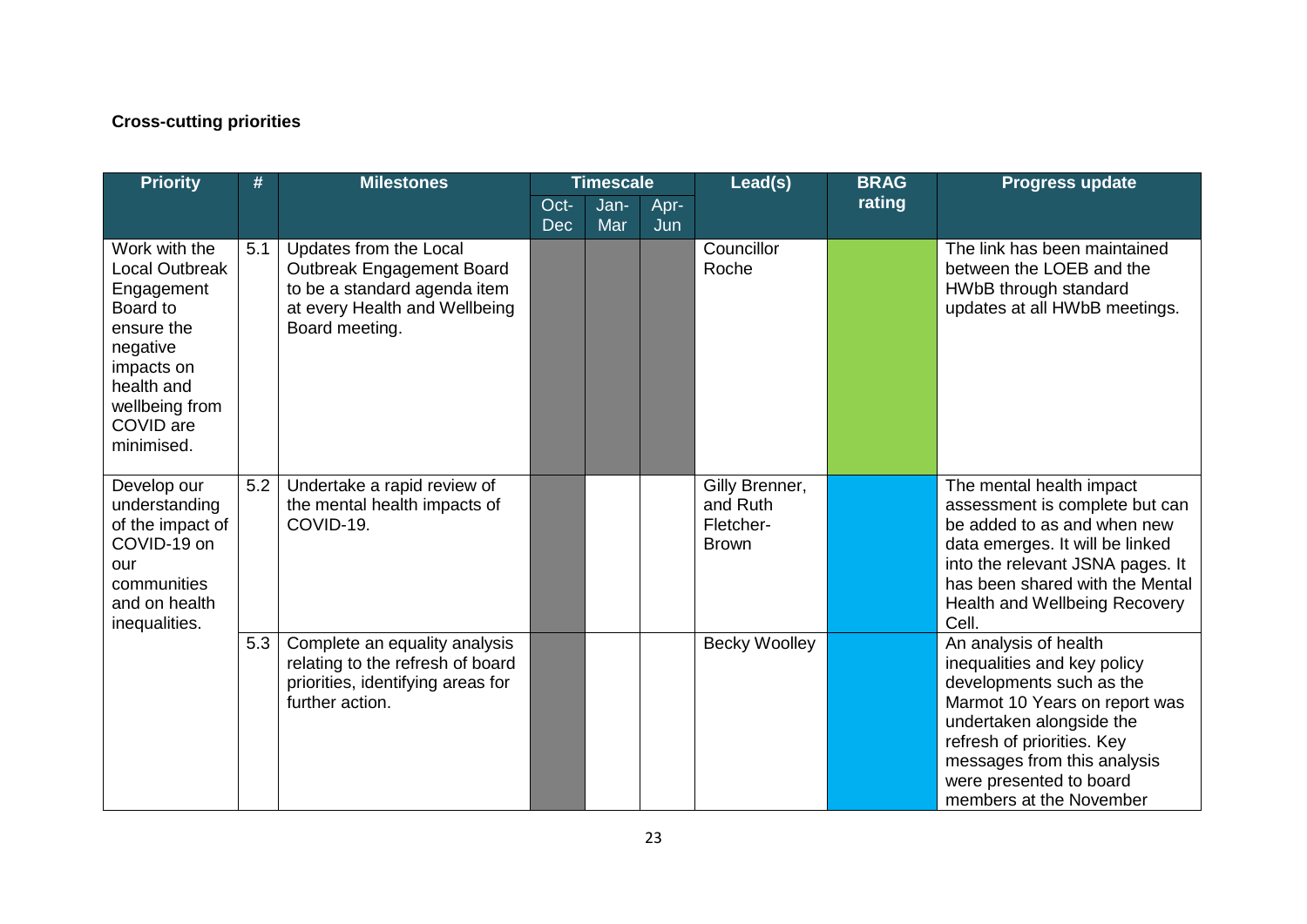**Cross-cutting priorities**

| Priority | # | Milestones | Timescale | | | Lead(s) | BRAG rating | Progress update |
|---|---|---|---|---|---|---|---|---|
| | | | Oct-Dec | Jan-Mar | Apr-Jun | | | |
| Work with the Local Outbreak Engagement Board to ensure the negative impacts on health and wellbeing from COVID are minimised. | 5.1 | Updates from the Local Outbreak Engagement Board to be a standard agenda item at every Health and Wellbeing Board meeting. | | | | Councillor Roche | | The link has been maintained between the LOEB and the HWbB through standard updates at all HWbB meetings. |
| Develop our understanding of the impact of COVID-19 on our communities and on health inequalities. | 5.2 | Undertake a rapid review of the mental health impacts of COVID-19. | | | | Gilly Brenner, and Ruth Fletcher-Brown | | The mental health impact assessment is complete but can be added to as and when new data emerges. It will be linked into the relevant JSNA pages. It has been shared with the Mental Health and Wellbeing Recovery Cell. |
| | 5.3 | Complete an equality analysis relating to the refresh of board priorities, identifying areas for further action. | | | | Becky Woolley | | An analysis of health inequalities and key policy developments such as the Marmot 10 Years on report was undertaken alongside the refresh of priorities. Key messages from this analysis were presented to board members at the November |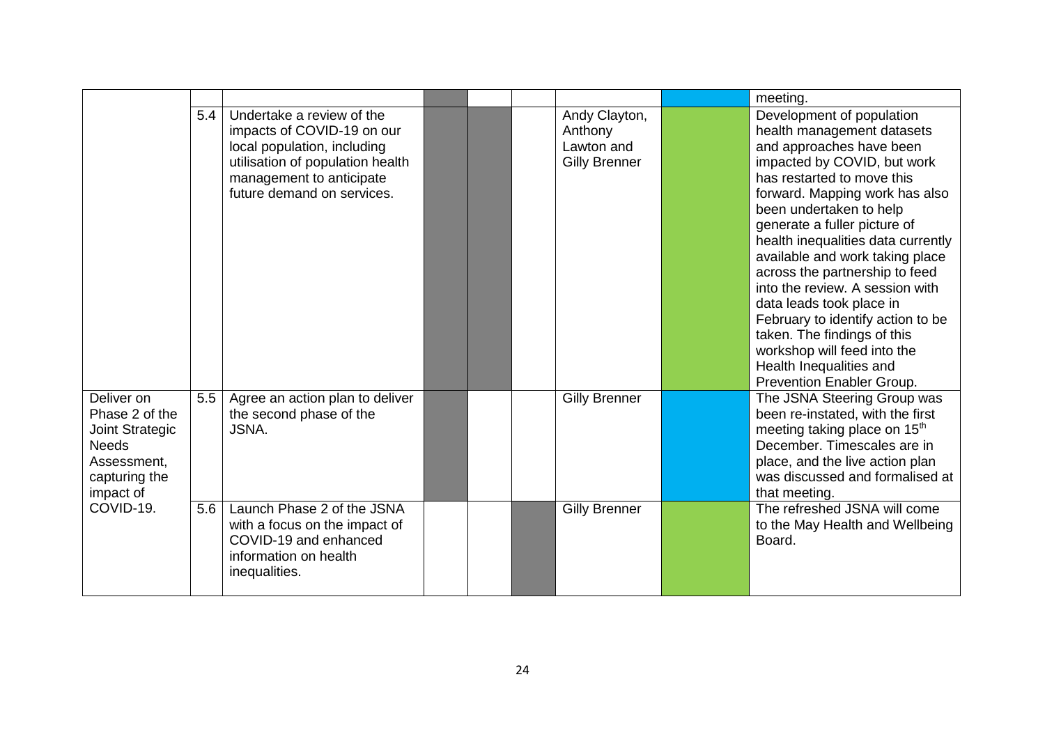| | | | | | | | | |
|---|---|---|---|---|---|---|---|---|
| | | | | | | | | meeting. |
| | 5.4 | Undertake a review of the impacts of COVID-19 on our local population, including utilisation of population health management to anticipate future demand on services. | | | | Andy Clayton, Anthony Lawton and Gilly Brenner | | Development of population health management datasets and approaches have been impacted by COVID, but work has restarted to move this forward. Mapping work has also been undertaken to help generate a fuller picture of health inequalities data currently available and work taking place across the partnership to feed into the review. A session with data leads took place in February to identify action to be taken. The findings of this workshop will feed into the Health Inequalities and Prevention Enabler Group. |
| Deliver on Phase 2 of the Joint Strategic Needs Assessment, capturing the impact of COVID-19. | 5.5 | Agree an action plan to deliver the second phase of the JSNA. | | | | Gilly Brenner | | The JSNA Steering Group was been re-instated, with the first meeting taking place on 15th December. Timescales are in place, and the live action plan was discussed and formalised at that meeting. |
| | 5.6 | Launch Phase 2 of the JSNA with a focus on the impact of COVID-19 and enhanced information on health inequalities. | | | | Gilly Brenner | | The refreshed JSNA will come to the May Health and Wellbeing Board. |